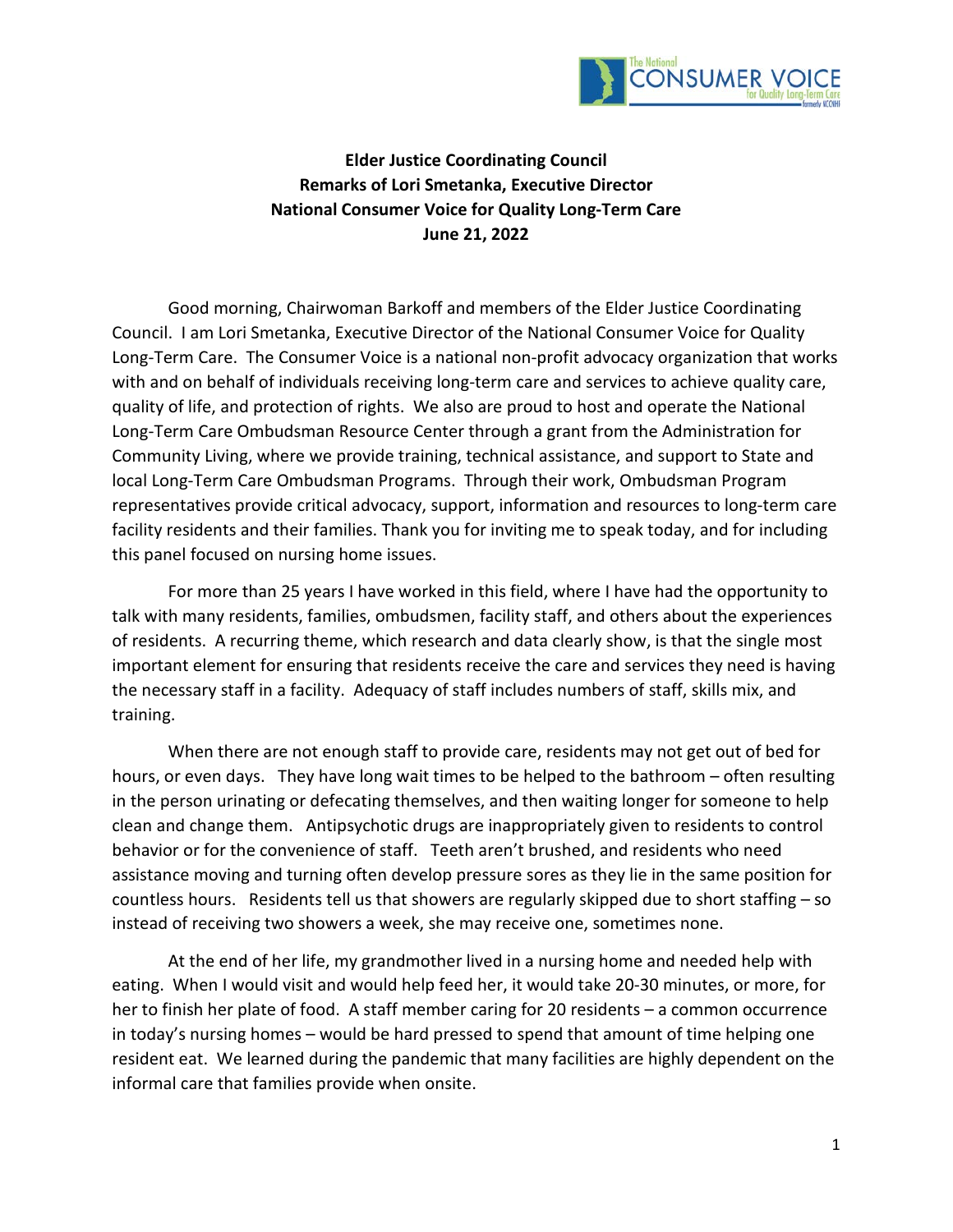**Elder Justice Coordinating Council**
**Remarks of Lori Smetanka, Executive Director**
**National Consumer Voice for Quality Long-Term Care**
**June 21, 2022**

Good morning, Chairwoman Barkoff and members of the Elder Justice Coordinating Council. I am Lori Smetanka, Executive Director of the National Consumer Voice for Quality Long-Term Care. The Consumer Voice is a national non-profit advocacy organization that works with and on behalf of individuals receiving long-term care and services to achieve quality care, quality of life, and protection of rights. We also are proud to host and operate the National Long-Term Care Ombudsman Resource Center through a grant from the Administration for Community Living, where we provide training, technical assistance, and support to State and local Long-Term Care Ombudsman Programs. Through their work, Ombudsman Program representatives provide critical advocacy, support, information and resources to long-term care facility residents and their families. Thank you for inviting me to speak today, and for including this panel focused on nursing home issues.

For more than 25 years I have worked in this field, where I have had the opportunity to talk with many residents, families, ombudsmen, facility staff, and others about the experiences of residents. A recurring theme, which research and data clearly show, is that the single most important element for ensuring that residents receive the care and services they need is having the necessary staff in a facility. Adequacy of staff includes numbers of staff, skills mix, and training.

When there are not enough staff to provide care, residents may not get out of bed for hours, or even days. They have long wait times to be helped to the bathroom – often resulting in the person urinating or defecating themselves, and then waiting longer for someone to help clean and change them. Antipsychotic drugs are inappropriately given to residents to control behavior or for the convenience of staff. Teeth aren't brushed, and residents who need assistance moving and turning often develop pressure sores as they lie in the same position for countless hours. Residents tell us that showers are regularly skipped due to short staffing – so instead of receiving two showers a week, she may receive one, sometimes none.

At the end of her life, my grandmother lived in a nursing home and needed help with eating. When I would visit and would help feed her, it would take 20-30 minutes, or more, for her to finish her plate of food. A staff member caring for 20 residents – a common occurrence in today's nursing homes – would be hard pressed to spend that amount of time helping one resident eat. We learned during the pandemic that many facilities are highly dependent on the informal care that families provide when onsite.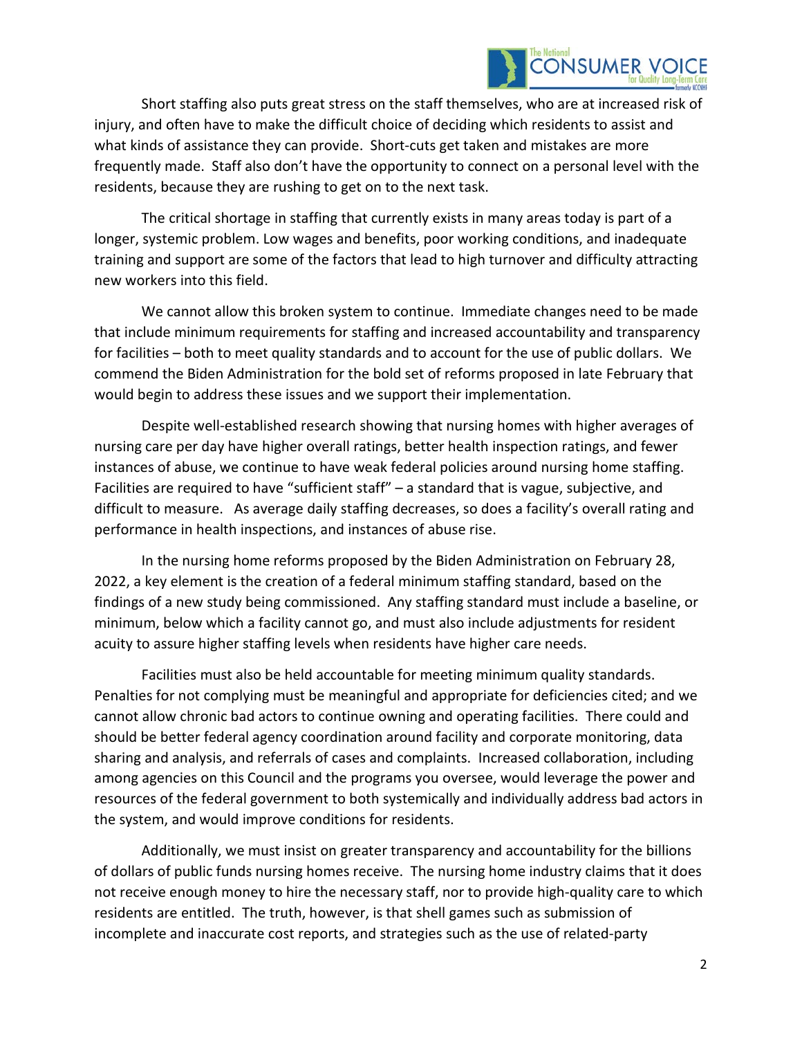Short staffing also puts great stress on the staff themselves, who are at increased risk of injury, and often have to make the difficult choice of deciding which residents to assist and what kinds of assistance they can provide. Short-cuts get taken and mistakes are more frequently made. Staff also don't have the opportunity to connect on a personal level with the residents, because they are rushing to get on to the next task.

The critical shortage in staffing that currently exists in many areas today is part of a longer, systemic problem. Low wages and benefits, poor working conditions, and inadequate training and support are some of the factors that lead to high turnover and difficulty attracting new workers into this field.

We cannot allow this broken system to continue. Immediate changes need to be made that include minimum requirements for staffing and increased accountability and transparency for facilities – both to meet quality standards and to account for the use of public dollars. We commend the Biden Administration for the bold set of reforms proposed in late February that would begin to address these issues and we support their implementation.

Despite well-established research showing that nursing homes with higher averages of nursing care per day have higher overall ratings, better health inspection ratings, and fewer instances of abuse, we continue to have weak federal policies around nursing home staffing. Facilities are required to have "sufficient staff" – a standard that is vague, subjective, and difficult to measure. As average daily staffing decreases, so does a facility's overall rating and performance in health inspections, and instances of abuse rise.

In the nursing home reforms proposed by the Biden Administration on February 28, 2022, a key element is the creation of a federal minimum staffing standard, based on the findings of a new study being commissioned. Any staffing standard must include a baseline, or minimum, below which a facility cannot go, and must also include adjustments for resident acuity to assure higher staffing levels when residents have higher care needs.

Facilities must also be held accountable for meeting minimum quality standards. Penalties for not complying must be meaningful and appropriate for deficiencies cited; and we cannot allow chronic bad actors to continue owning and operating facilities. There could and should be better federal agency coordination around facility and corporate monitoring, data sharing and analysis, and referrals of cases and complaints. Increased collaboration, including among agencies on this Council and the programs you oversee, would leverage the power and resources of the federal government to both systemically and individually address bad actors in the system, and would improve conditions for residents.

Additionally, we must insist on greater transparency and accountability for the billions of dollars of public funds nursing homes receive. The nursing home industry claims that it does not receive enough money to hire the necessary staff, nor to provide high-quality care to which residents are entitled. The truth, however, is that shell games such as submission of incomplete and inaccurate cost reports, and strategies such as the use of related-party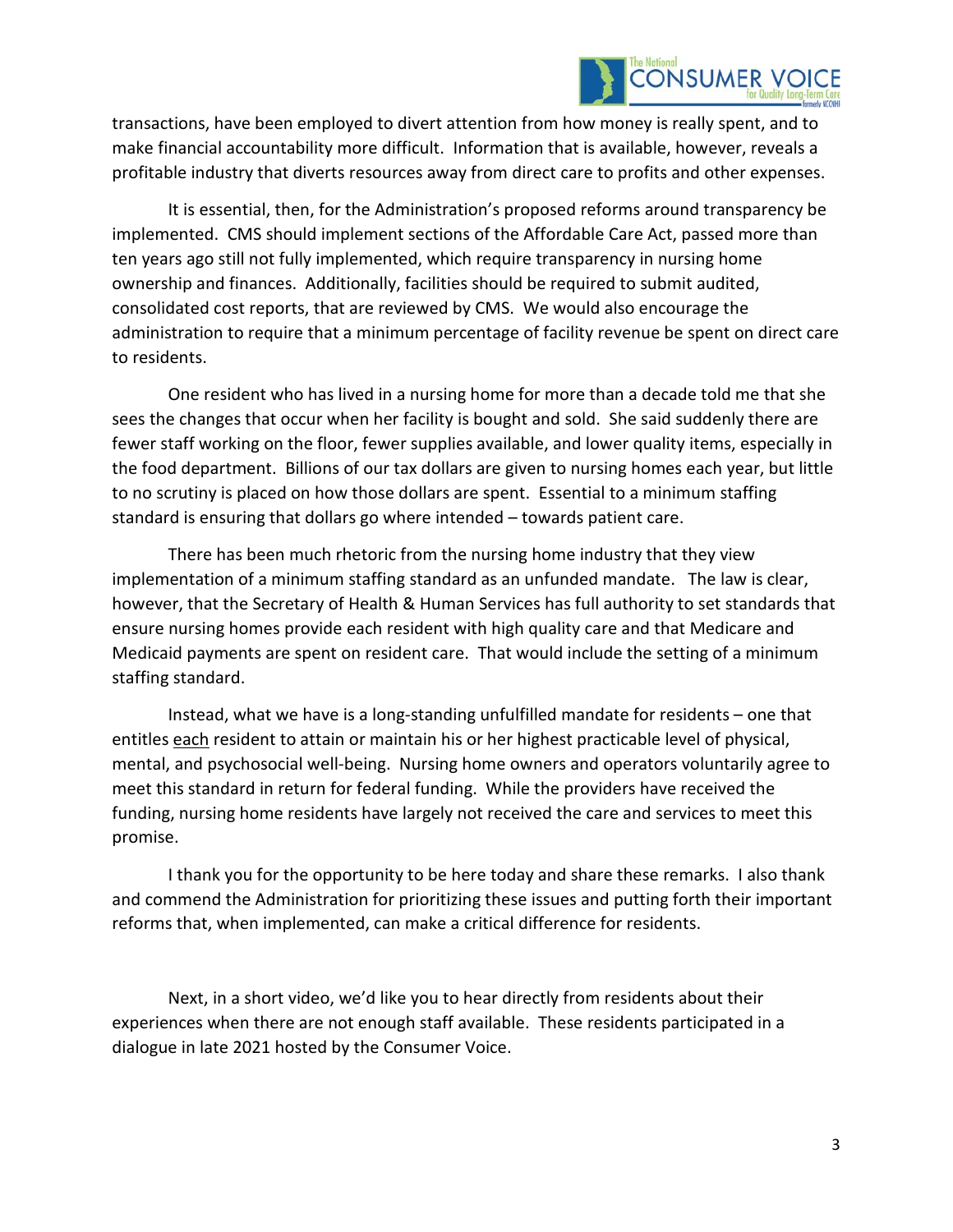transactions, have been employed to divert attention from how money is really spent, and to make financial accountability more difficult. Information that is available, however, reveals a profitable industry that diverts resources away from direct care to profits and other expenses.

It is essential, then, for the Administration's proposed reforms around transparency be implemented. CMS should implement sections of the Affordable Care Act, passed more than ten years ago still not fully implemented, which require transparency in nursing home ownership and finances. Additionally, facilities should be required to submit audited, consolidated cost reports, that are reviewed by CMS. We would also encourage the administration to require that a minimum percentage of facility revenue be spent on direct care to residents.

One resident who has lived in a nursing home for more than a decade told me that she sees the changes that occur when her facility is bought and sold. She said suddenly there are fewer staff working on the floor, fewer supplies available, and lower quality items, especially in the food department. Billions of our tax dollars are given to nursing homes each year, but little to no scrutiny is placed on how those dollars are spent. Essential to a minimum staffing standard is ensuring that dollars go where intended – towards patient care.

There has been much rhetoric from the nursing home industry that they view implementation of a minimum staffing standard as an unfunded mandate. The law is clear, however, that the Secretary of Health & Human Services has full authority to set standards that ensure nursing homes provide each resident with high quality care and that Medicare and Medicaid payments are spent on resident care. That would include the setting of a minimum staffing standard.

Instead, what we have is a long-standing unfulfilled mandate for residents – one that entitles <u>each</u> resident to attain or maintain his or her highest practicable level of physical, mental, and psychosocial well-being. Nursing home owners and operators voluntarily agree to meet this standard in return for federal funding. While the providers have received the funding, nursing home residents have largely not received the care and services to meet this promise.

I thank you for the opportunity to be here today and share these remarks. I also thank and commend the Administration for prioritizing these issues and putting forth their important reforms that, when implemented, can make a critical difference for residents.

Next, in a short video, we'd like you to hear directly from residents about their experiences when there are not enough staff available. These residents participated in a dialogue in late 2021 hosted by the Consumer Voice.